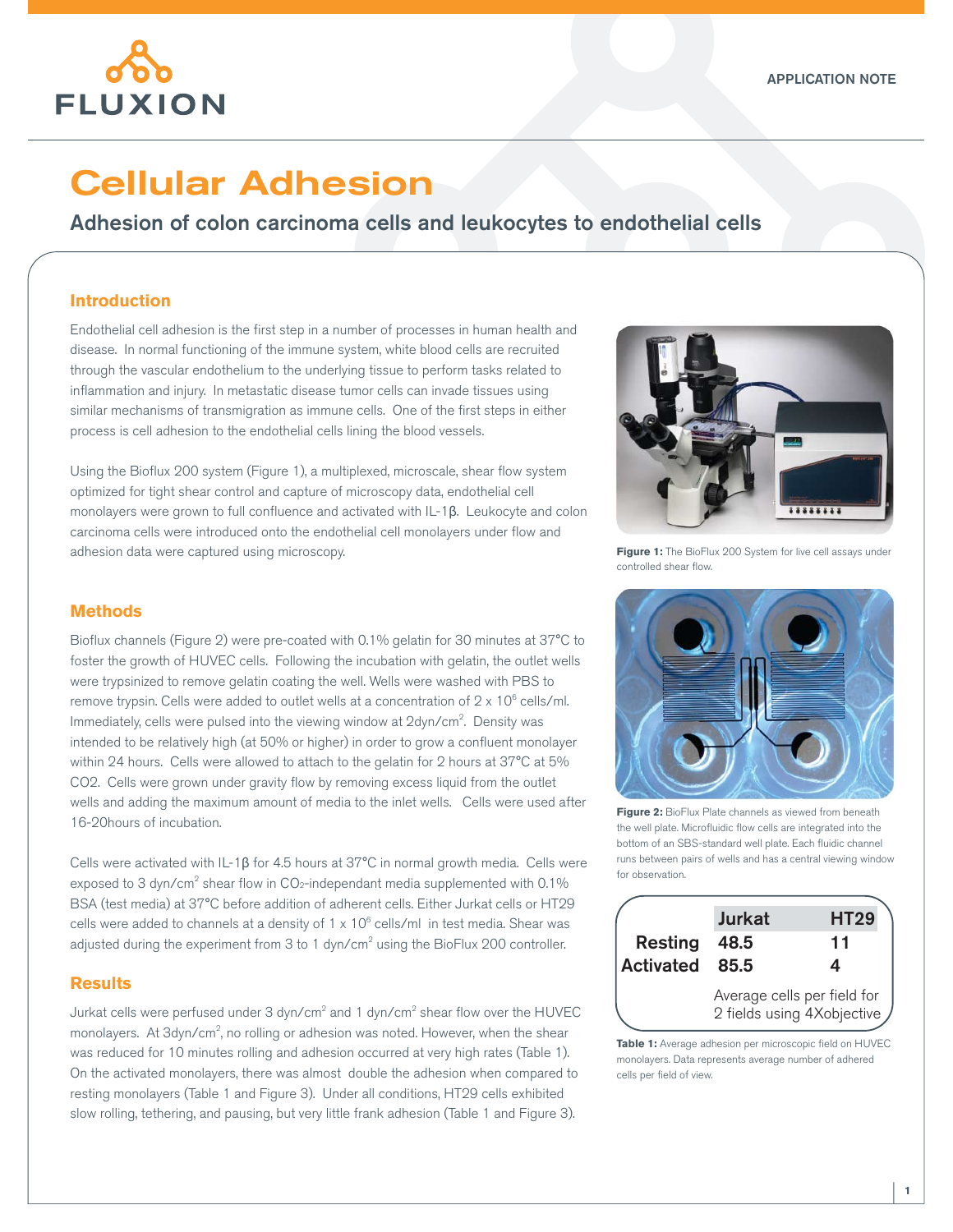FLUXION

APPLICATION NOTE

# Cellular Adhesion

## Adhesion of colon carcinoma cells and leukocytes to endothelial cells

### Introduction

Endothelial cell adhesion is the first step in a number of processes in human health and disease. In normal functioning of the immune system, white blood cells are recruited through the vascular endothelium to the underlying tissue to perform tasks related to inflammation and injury. In metastatic disease tumor cells can invade tissues using similar mechanisms of transmigration as immune cells. One of the first steps in either process is cell adhesion to the endothelial cells lining the blood vessels.

Using the Bioflux 200 system (Figure 1), a multiplexed, microscale, shear flow system optimized for tight shear control and capture of microscopy data, endothelial cell monolayers were grown to full confluence and activated with IL-1β. Leukocyte and colon carcinoma cells were introduced onto the endothelial cell monolayers under flow and adhesion data were captured using microscopy.

**Figure 1:** The BioFlux 200 System for live cell assays under controlled shear flow.

### Methods

Bioflux channels (Figure 2) were pre-coated with 0.1% gelatin for 30 minutes at 37°C to foster the growth of HUVEC cells. Following the incubation with gelatin, the outlet wells were trypsinized to remove gelatin coating the well. Wells were washed with PBS to remove trypsin. Cells were added to outlet wells at a concentration of $2 \times 10^6$ cells/ml. Immediately, cells were pulsed into the viewing window at 2dyn/cm$^2$. Density was intended to be relatively high (at 50% or higher) in order to grow a confluent monolayer within 24 hours. Cells were allowed to attach to the gelatin for 2 hours at 37°C at 5% CO2. Cells were grown under gravity flow by removing excess liquid from the outlet wells and adding the maximum amount of media to the inlet wells. Cells were used after 16-20hours of incubation.

Cells were activated with IL-1β for 4.5 hours at 37°C in normal growth media. Cells were exposed to 3 dyn/cm$^2$ shear flow in $CO_2$-independant media supplemented with 0.1% BSA (test media) at 37°C before addition of adherent cells. Either Jurkat cells or HT29 cells were added to channels at a density of $1 \times 10^6$ cells/ml in test media. Shear was adjusted during the experiment from 3 to 1 dyn/cm$^2$ using the BioFlux 200 controller.

**Figure 2:** BioFlux Plate channels as viewed from beneath the well plate. Microfluidic flow cells are integrated into the bottom of an SBS-standard well plate. Each fluidic channel runs between pairs of wells and has a central viewing window for observation.

### Results

Jurkat cells were perfused under 3 dyn/cm$^2$ and 1 dyn/cm$^2$ shear flow over the HUVEC monolayers. At 3dyn/cm$^2$, no rolling or adhesion was noted. However, when the shear was reduced for 10 minutes rolling and adhesion occurred at very high rates (Table 1). On the activated monolayers, there was almost double the adhesion when compared to resting monolayers (Table 1 and Figure 3). Under all conditions, HT29 cells exhibited slow rolling, tethering, and pausing, but very little frank adhesion (Table 1 and Figure 3).

| | Jurkat | HT29 |
|---|---|---|
| Resting | 48.5 | 11 |
| Activated | 85.5 | 4 |

Average cells per field for 2 fields using 4Xobjective

**Table 1:** Average adhesion per microscopic field on HUVEC monolayers. Data represents average number of adhered cells per field of view.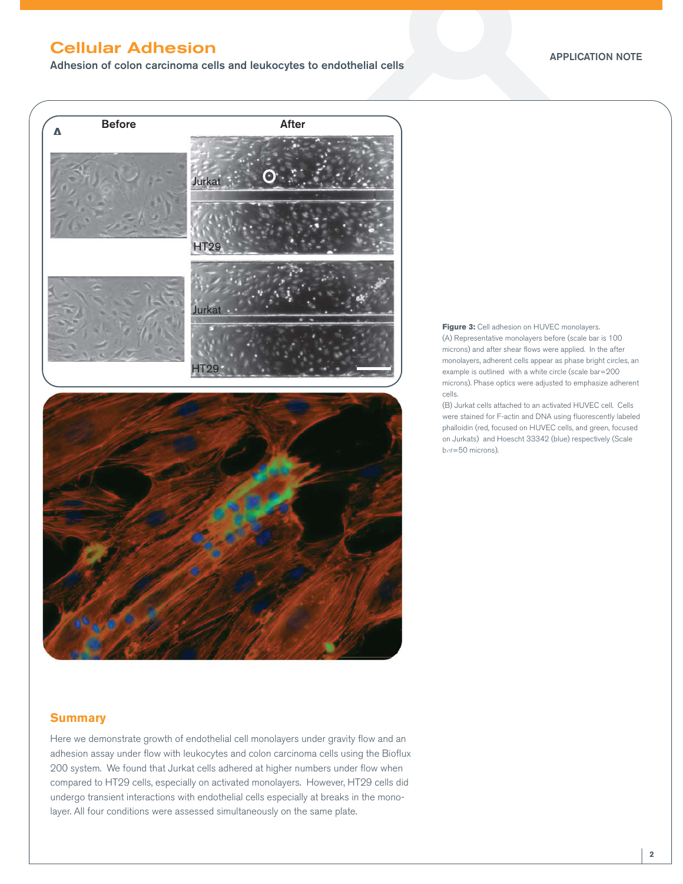# Cellular Adhesion

Adhesion of colon carcinoma cells and leukocytes to endothelial cells

APPLICATION NOTE

A

Before

After

Jurkat

HT29

Jurkat

HT29

**Figure 3:** Cell adhesion on HUVEC monolayers.
(A) Representative monolayers before (scale bar is 100 microns) and after shear flows were applied. In the after monolayers, adherent cells appear as phase bright circles, an example is outlined with a white circle (scale bar=200 microns). Phase optics were adjusted to emphasize adherent cells.
(B) Jurkat cells attached to an activated HUVEC cell. Cells were stained for F-actin and DNA using fluorescently labeled phalloidin (red, focused on HUVEC cells, and green, focused on Jurkats) and Hoescht 33342 (blue) respectively (Scale bar=50 microns).

## Summary

Here we demonstrate growth of endothelial cell monolayers under gravity flow and an adhesion assay under flow with leukocytes and colon carcinoma cells using the Bioflux 200 system. We found that Jurkat cells adhered at higher numbers under flow when compared to HT29 cells, especially on activated monolayers. However, HT29 cells did undergo transient interactions with endothelial cells especially at breaks in the monolayer. All four conditions were assessed simultaneously on the same plate.